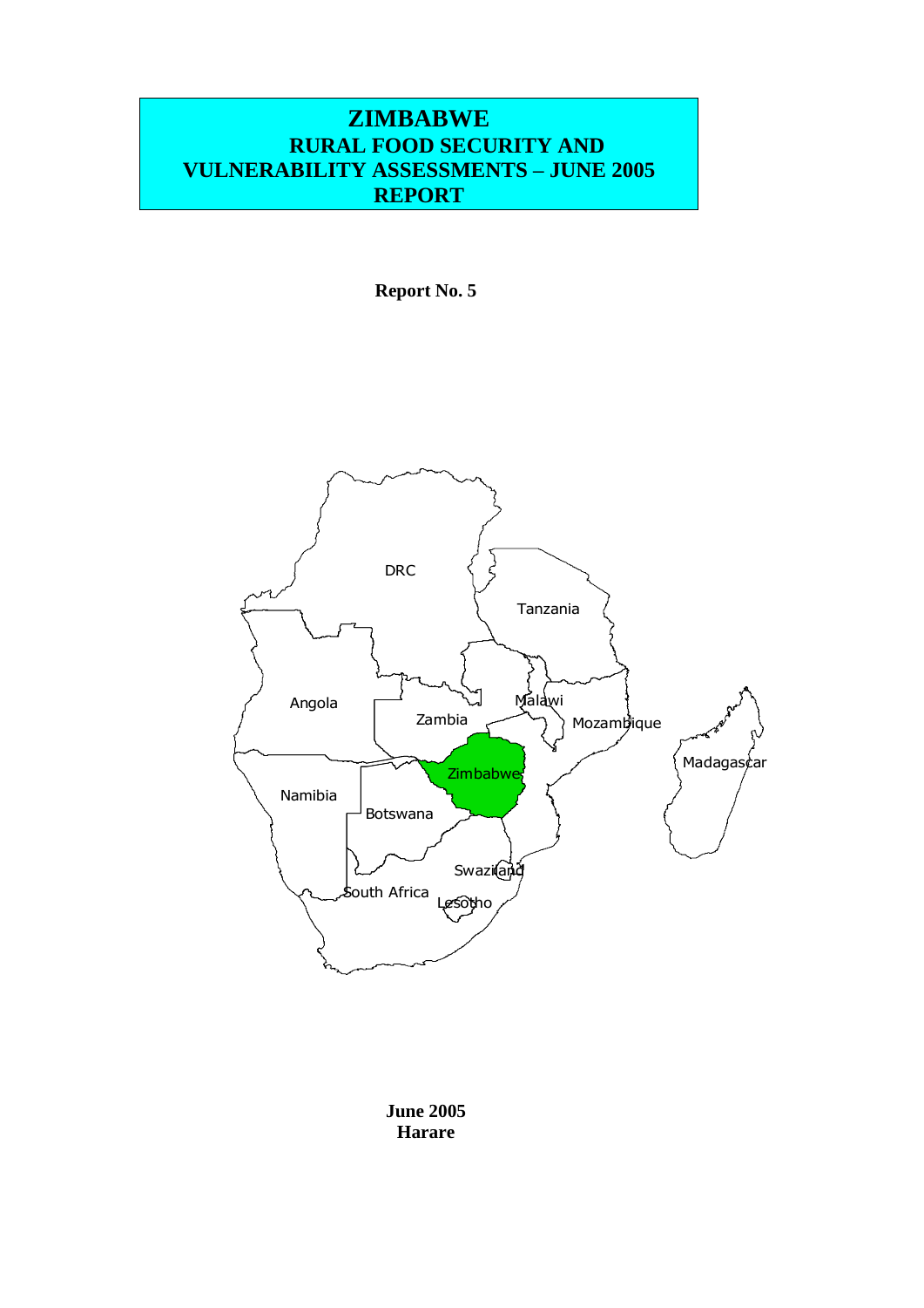# ZIMBABWE
## RURAL FOOD SECURITY AND VULNERABILITY ASSESSMENTS – JUNE 2005 REPORT

**Report No. 5**

**June 2005**
**Harare**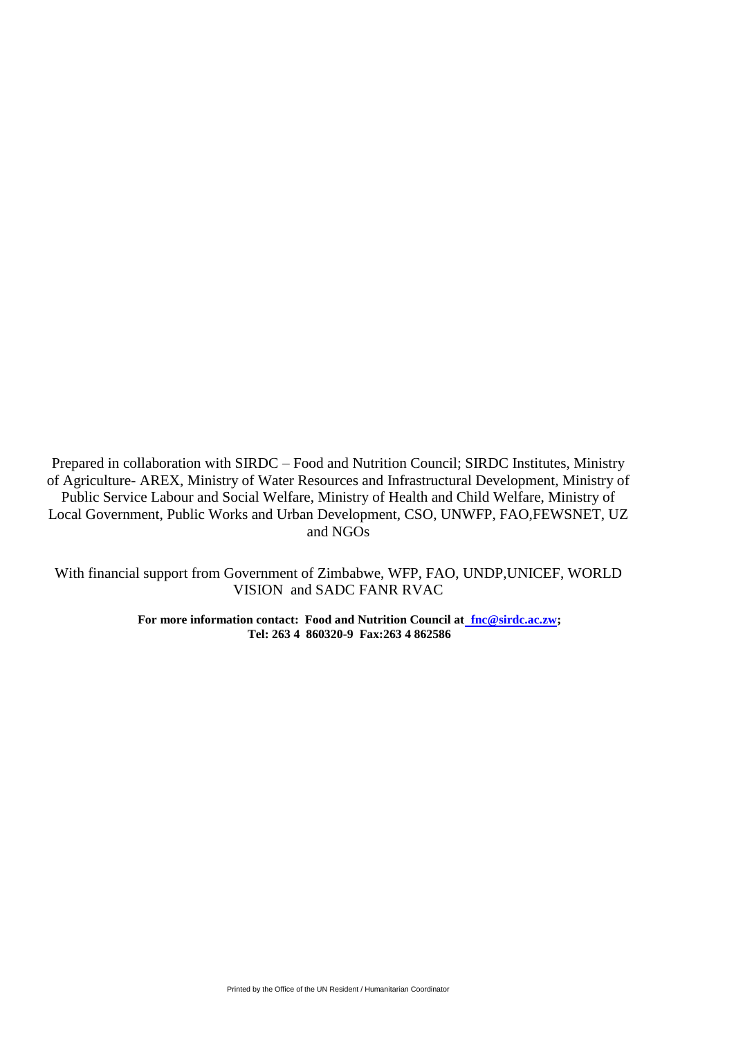Prepared in collaboration with SIRDC – Food and Nutrition Council; SIRDC Institutes, Ministry of Agriculture- AREX, Ministry of Water Resources and Infrastructural Development, Ministry of Public Service Labour and Social Welfare, Ministry of Health and Child Welfare, Ministry of Local Government, Public Works and Urban Development, CSO, UNWFP, FAO,FEWSNET, UZ and NGOs

With financial support from Government of Zimbabwe, WFP, FAO, UNDP,UNICEF, WORLD VISION and SADC FANR RVAC

**For more information contact: Food and Nutrition Council at fnc@sirdc.ac.zw;**
**Tel: 263 4 860320-9 Fax:263 4 862586**

Printed by the Office of the UN Resident / Humanitarian Coordinator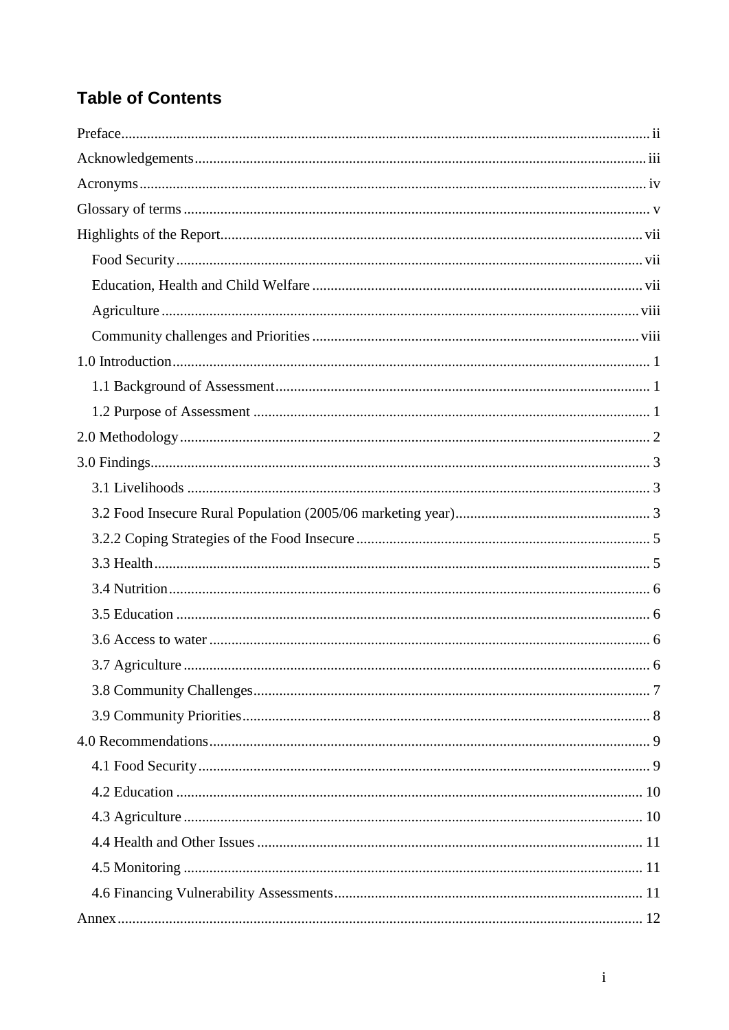## Table of Contents

Preface ..... ii
Acknowledgements ..... iii
Acronyms ..... iv
Glossary of terms ..... v
Highlights of the Report ..... vii
- Food Security ..... vii
- Education, Health and Child Welfare ..... vii
- Agriculture ..... viii
- Community challenges and Priorities ..... viii

1.0 Introduction ..... 1
- 1.1 Background of Assessment ..... 1
- 1.2 Purpose of Assessment ..... 1

2.0 Methodology ..... 2

3.0 Findings ..... 3
- 3.1 Livelihoods ..... 3
- 3.2 Food Insecure Rural Population (2005/06 marketing year) ..... 3
- 3.2.2 Coping Strategies of the Food Insecure ..... 5
- 3.3 Health ..... 5
- 3.4 Nutrition ..... 6
- 3.5 Education ..... 6
- 3.6 Access to water ..... 6
- 3.7 Agriculture ..... 6
- 3.8 Community Challenges ..... 7
- 3.9 Community Priorities ..... 8

4.0 Recommendations ..... 9
- 4.1 Food Security ..... 9
- 4.2 Education ..... 10
- 4.3 Agriculture ..... 10
- 4.4 Health and Other Issues ..... 11
- 4.5 Monitoring ..... 11
- 4.6 Financing Vulnerability Assessments ..... 11

Annex ..... 12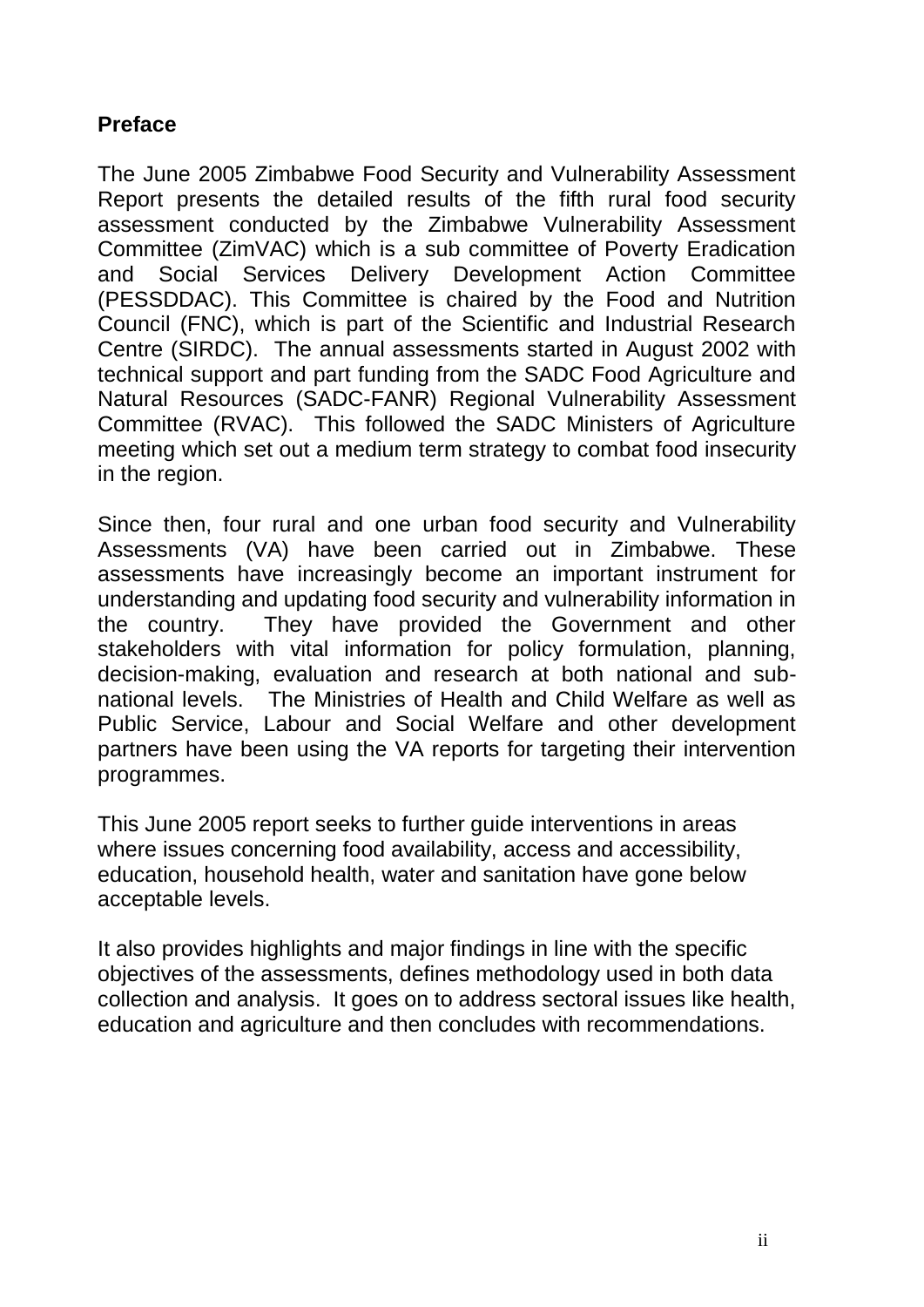## Preface

The June 2005 Zimbabwe Food Security and Vulnerability Assessment Report presents the detailed results of the fifth rural food security assessment conducted by the Zimbabwe Vulnerability Assessment Committee (ZimVAC) which is a sub committee of Poverty Eradication and Social Services Delivery Development Action Committee (PESSDDAC). This Committee is chaired by the Food and Nutrition Council (FNC), which is part of the Scientific and Industrial Research Centre (SIRDC). The annual assessments started in August 2002 with technical support and part funding from the SADC Food Agriculture and Natural Resources (SADC-FANR) Regional Vulnerability Assessment Committee (RVAC). This followed the SADC Ministers of Agriculture meeting which set out a medium term strategy to combat food insecurity in the region.

Since then, four rural and one urban food security and Vulnerability Assessments (VA) have been carried out in Zimbabwe. These assessments have increasingly become an important instrument for understanding and updating food security and vulnerability information in the country. They have provided the Government and other stakeholders with vital information for policy formulation, planning, decision-making, evaluation and research at both national and sub-national levels. The Ministries of Health and Child Welfare as well as Public Service, Labour and Social Welfare and other development partners have been using the VA reports for targeting their intervention programmes.

This June 2005 report seeks to further guide interventions in areas where issues concerning food availability, access and accessibility, education, household health, water and sanitation have gone below acceptable levels.

It also provides highlights and major findings in line with the specific objectives of the assessments, defines methodology used in both data collection and analysis. It goes on to address sectoral issues like health, education and agriculture and then concludes with recommendations.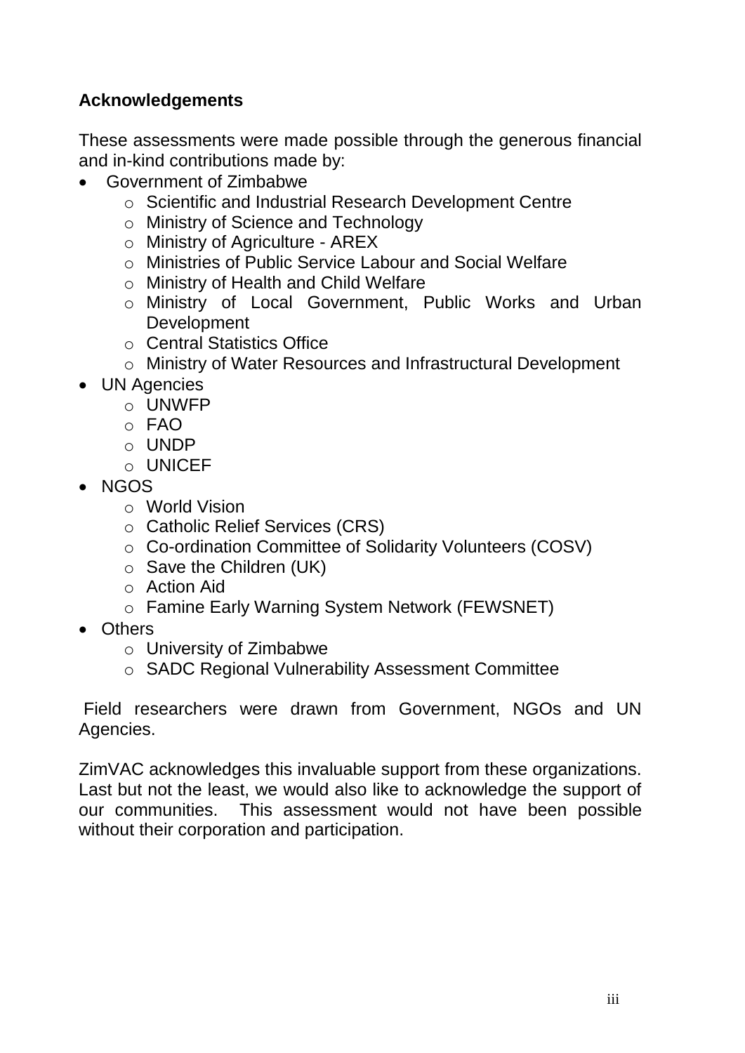## Acknowledgements

These assessments were made possible through the generous financial and in-kind contributions made by:

- Government of Zimbabwe
    - Scientific and Industrial Research Development Centre
    - Ministry of Science and Technology
    - Ministry of Agriculture - AREX
    - Ministries of Public Service Labour and Social Welfare
    - Ministry of Health and Child Welfare
    - Ministry of Local Government, Public Works and Urban Development
    - Central Statistics Office
    - Ministry of Water Resources and Infrastructural Development
- UN Agencies
    - UNWFP
    - FAO
    - UNDP
    - UNICEF
- NGOS
    - World Vision
    - Catholic Relief Services (CRS)
    - Co-ordination Committee of Solidarity Volunteers (COSV)
    - Save the Children (UK)
    - Action Aid
    - Famine Early Warning System Network (FEWSNET)
- Others
    - University of Zimbabwe
    - SADC Regional Vulnerability Assessment Committee

Field researchers were drawn from Government, NGOs and UN Agencies.

ZimVAC acknowledges this invaluable support from these organizations. Last but not the least, we would also like to acknowledge the support of our communities. This assessment would not have been possible without their corporation and participation.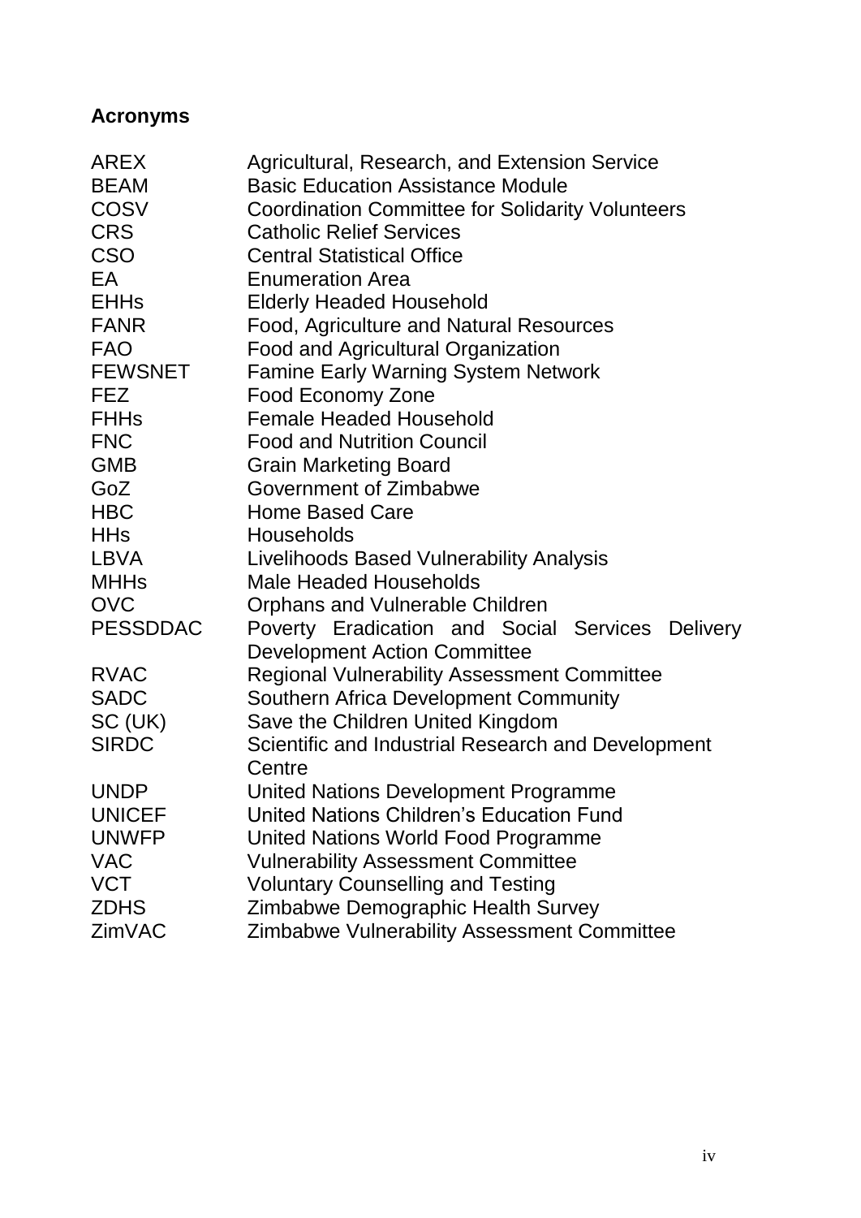## Acronyms

| | |
|---|---|
| AREX | Agricultural, Research, and Extension Service |
| BEAM | Basic Education Assistance Module |
| COSV | Coordination Committee for Solidarity Volunteers |
| CRS | Catholic Relief Services |
| CSO | Central Statistical Office |
| EA | Enumeration Area |
| EHHs | Elderly Headed Household |
| FANR | Food, Agriculture and Natural Resources |
| FAO | Food and Agricultural Organization |
| FEWSNET | Famine Early Warning System Network |
| FEZ | Food Economy Zone |
| FHHs | Female Headed Household |
| FNC | Food and Nutrition Council |
| GMB | Grain Marketing Board |
| GoZ | Government of Zimbabwe |
| HBC | Home Based Care |
| HHs | Households |
| LBVA | Livelihoods Based Vulnerability Analysis |
| MHHs | Male Headed Households |
| OVC | Orphans and Vulnerable Children |
| PESSDDAC | Poverty Eradication and Social Services Delivery Development Action Committee |
| RVAC | Regional Vulnerability Assessment Committee |
| SADC | Southern Africa Development Community |
| SC (UK) | Save the Children United Kingdom |
| SIRDC | Scientific and Industrial Research and Development Centre |
| UNDP | United Nations Development Programme |
| UNICEF | United Nations Children's Education Fund |
| UNWFP | United Nations World Food Programme |
| VAC | Vulnerability Assessment Committee |
| VCT | Voluntary Counselling and Testing |
| ZDHS | Zimbabwe Demographic Health Survey |
| ZimVAC | Zimbabwe Vulnerability Assessment Committee |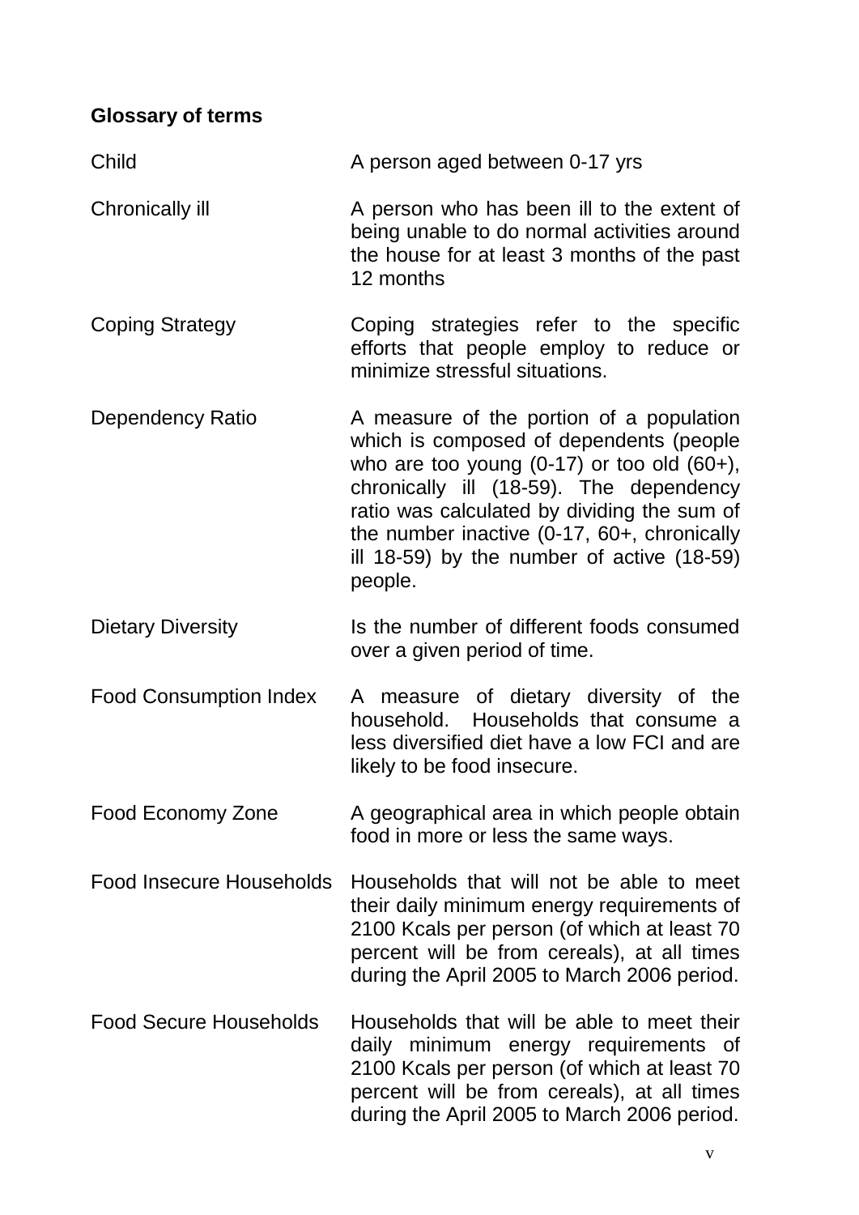## Glossary of terms

| | |
|---|---|
| Child | A person aged between 0-17 yrs |
| Chronically ill | A person who has been ill to the extent of being unable to do normal activities around the house for at least 3 months of the past 12 months |
| Coping Strategy | Coping strategies refer to the specific efforts that people employ to reduce or minimize stressful situations. |
| Dependency Ratio | A measure of the portion of a population which is composed of dependents (people who are too young (0-17) or too old (60+), chronically ill (18-59). The dependency ratio was calculated by dividing the sum of the number inactive (0-17, 60+, chronically ill 18-59) by the number of active (18-59) people. |
| Dietary Diversity | Is the number of different foods consumed over a given period of time. |
| Food Consumption Index | A measure of dietary diversity of the household. Households that consume a less diversified diet have a low FCI and are likely to be food insecure. |
| Food Economy Zone | A geographical area in which people obtain food in more or less the same ways. |
| Food Insecure Households | Households that will not be able to meet their daily minimum energy requirements of 2100 Kcals per person (of which at least 70 percent will be from cereals), at all times during the April 2005 to March 2006 period. |
| Food Secure Households | Households that will be able to meet their daily minimum energy requirements of 2100 Kcals per person (of which at least 70 percent will be from cereals), at all times during the April 2005 to March 2006 period. |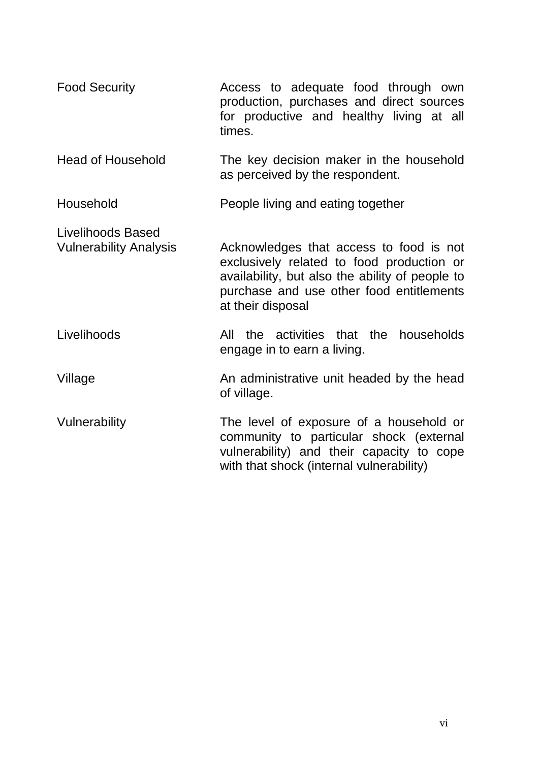| | |
|---|---|
| Food Security | Access to adequate food through own production, purchases and direct sources for productive and healthy living at all times. |
| Head of Household | The key decision maker in the household as perceived by the respondent. |
| Household | People living and eating together |
| Livelihoods Based Vulnerability Analysis | Acknowledges that access to food is not exclusively related to food production or availability, but also the ability of people to purchase and use other food entitlements at their disposal |
| Livelihoods | All the activities that the households engage in to earn a living. |
| Village | An administrative unit headed by the head of village. |
| Vulnerability | The level of exposure of a household or community to particular shock (external vulnerability) and their capacity to cope with that shock (internal vulnerability) |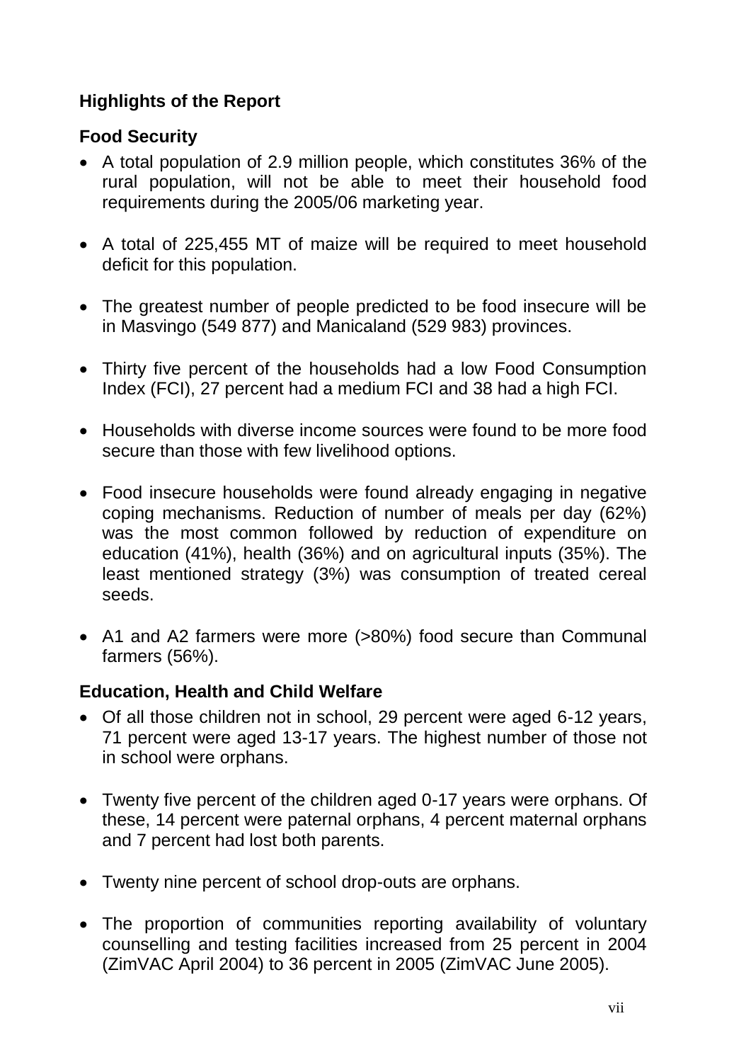## Highlights of the Report

### Food Security

- A total population of 2.9 million people, which constitutes 36% of the rural population, will not be able to meet their household food requirements during the 2005/06 marketing year.

- A total of 225,455 MT of maize will be required to meet household deficit for this population.

- The greatest number of people predicted to be food insecure will be in Masvingo (549 877) and Manicaland (529 983) provinces.

- Thirty five percent of the households had a low Food Consumption Index (FCI), 27 percent had a medium FCI and 38 had a high FCI.

- Households with diverse income sources were found to be more food secure than those with few livelihood options.

- Food insecure households were found already engaging in negative coping mechanisms. Reduction of number of meals per day (62%) was the most common followed by reduction of expenditure on education (41%), health (36%) and on agricultural inputs (35%). The least mentioned strategy (3%) was consumption of treated cereal seeds.

- A1 and A2 farmers were more (>80%) food secure than Communal farmers (56%).

### Education, Health and Child Welfare

- Of all those children not in school, 29 percent were aged 6-12 years, 71 percent were aged 13-17 years. The highest number of those not in school were orphans.

- Twenty five percent of the children aged 0-17 years were orphans. Of these, 14 percent were paternal orphans, 4 percent maternal orphans and 7 percent had lost both parents.

- Twenty nine percent of school drop-outs are orphans.

- The proportion of communities reporting availability of voluntary counselling and testing facilities increased from 25 percent in 2004 (ZimVAC April 2004) to 36 percent in 2005 (ZimVAC June 2005).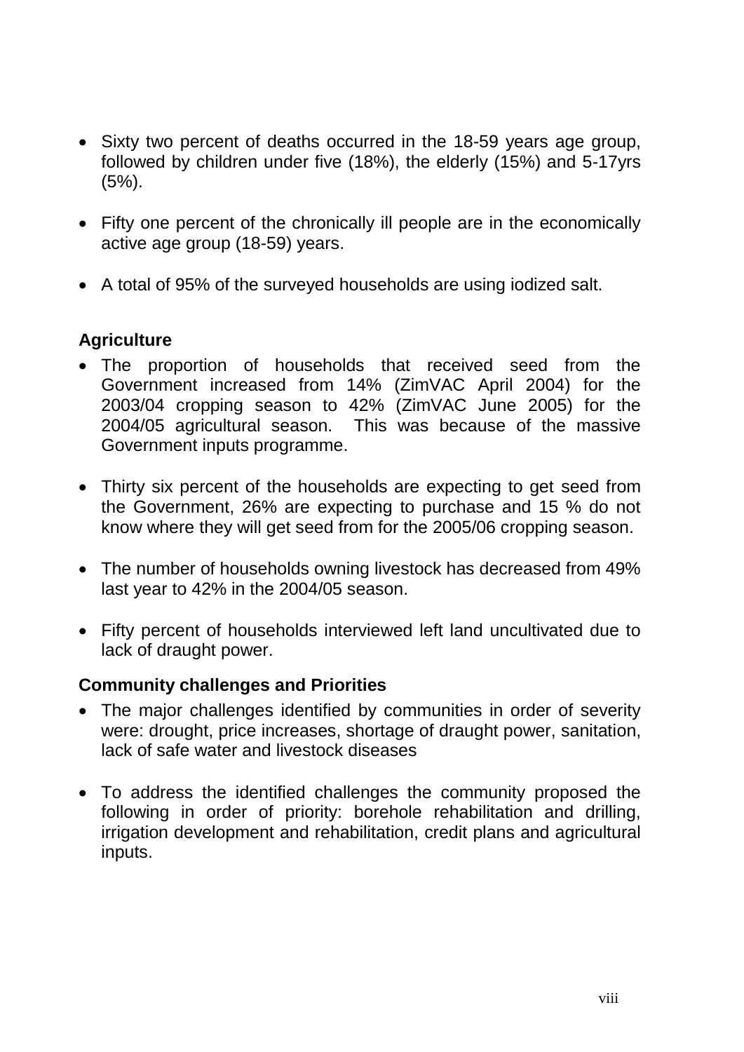- Sixty two percent of deaths occurred in the 18-59 years age group, followed by children under five (18%), the elderly (15%) and 5-17yrs (5%).

- Fifty one percent of the chronically ill people are in the economically active age group (18-59) years.

- A total of 95% of the surveyed households are using iodized salt.

**Agriculture**

- The proportion of households that received seed from the Government increased from 14% (ZimVAC April 2004) for the 2003/04 cropping season to 42% (ZimVAC June 2005) for the 2004/05 agricultural season. This was because of the massive Government inputs programme.

- Thirty six percent of the households are expecting to get seed from the Government, 26% are expecting to purchase and 15 % do not know where they will get seed from for the 2005/06 cropping season.

- The number of households owning livestock has decreased from 49% last year to 42% in the 2004/05 season.

- Fifty percent of households interviewed left land uncultivated due to lack of draught power.

**Community challenges and Priorities**

- The major challenges identified by communities in order of severity were: drought, price increases, shortage of draught power, sanitation, lack of safe water and livestock diseases

- To address the identified challenges the community proposed the following in order of priority: borehole rehabilitation and drilling, irrigation development and rehabilitation, credit plans and agricultural inputs.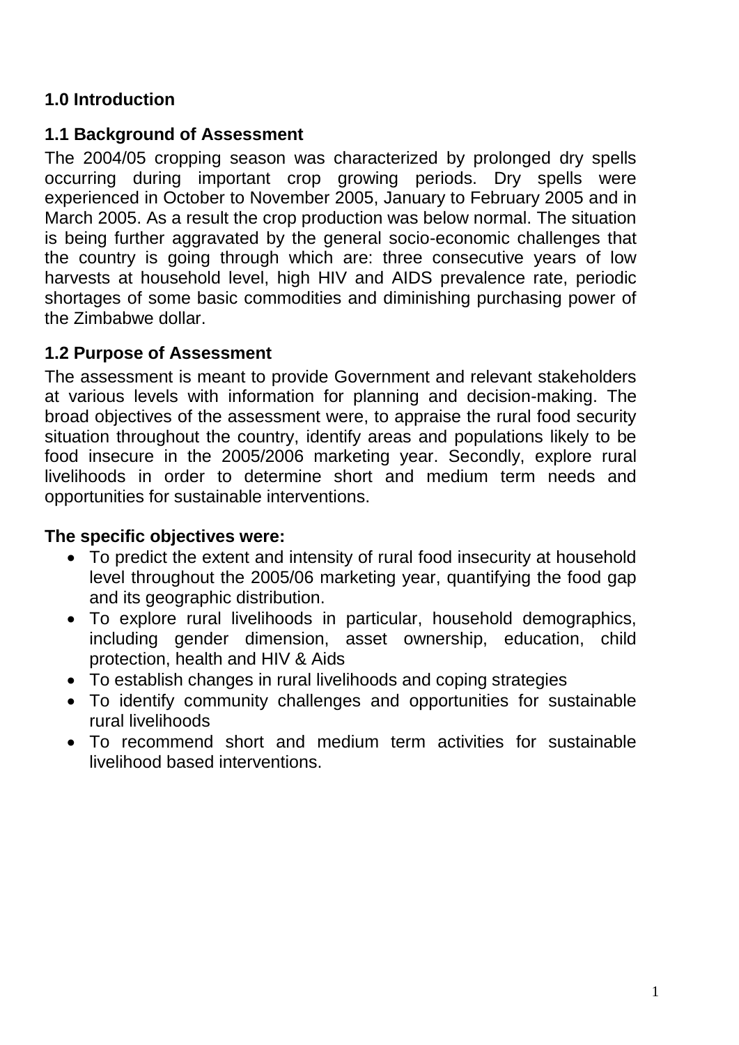# 1.0 Introduction

## 1.1 Background of Assessment

The 2004/05 cropping season was characterized by prolonged dry spells occurring during important crop growing periods. Dry spells were experienced in October to November 2005, January to February 2005 and in March 2005. As a result the crop production was below normal. The situation is being further aggravated by the general socio-economic challenges that the country is going through which are: three consecutive years of low harvests at household level, high HIV and AIDS prevalence rate, periodic shortages of some basic commodities and diminishing purchasing power of the Zimbabwe dollar.

## 1.2 Purpose of Assessment

The assessment is meant to provide Government and relevant stakeholders at various levels with information for planning and decision-making. The broad objectives of the assessment were, to appraise the rural food security situation throughout the country, identify areas and populations likely to be food insecure in the 2005/2006 marketing year. Secondly, explore rural livelihoods in order to determine short and medium term needs and opportunities for sustainable interventions.

**The specific objectives were:**

- To predict the extent and intensity of rural food insecurity at household level throughout the 2005/06 marketing year, quantifying the food gap and its geographic distribution.
- To explore rural livelihoods in particular, household demographics, including gender dimension, asset ownership, education, child protection, health and HIV & Aids
- To establish changes in rural livelihoods and coping strategies
- To identify community challenges and opportunities for sustainable rural livelihoods
- To recommend short and medium term activities for sustainable livelihood based interventions.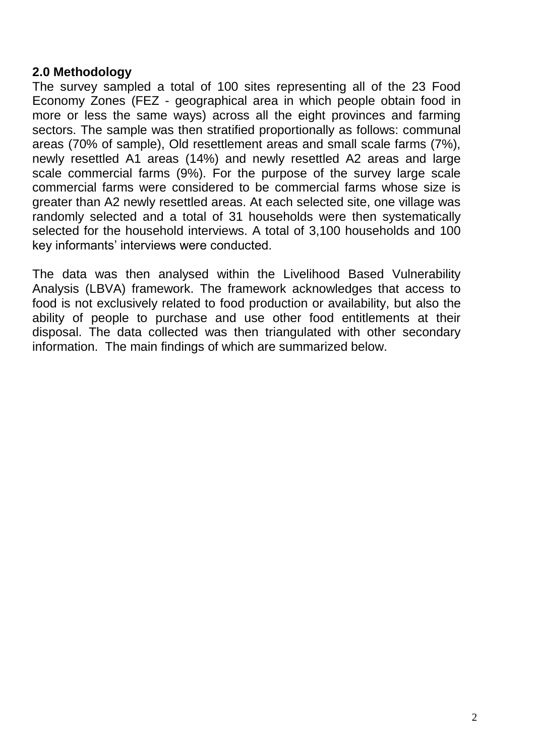## 2.0 Methodology

The survey sampled a total of 100 sites representing all of the 23 Food Economy Zones (FEZ - geographical area in which people obtain food in more or less the same ways) across all the eight provinces and farming sectors. The sample was then stratified proportionally as follows: communal areas (70% of sample), Old resettlement areas and small scale farms (7%), newly resettled A1 areas (14%) and newly resettled A2 areas and large scale commercial farms (9%). For the purpose of the survey large scale commercial farms were considered to be commercial farms whose size is greater than A2 newly resettled areas. At each selected site, one village was randomly selected and a total of 31 households were then systematically selected for the household interviews. A total of 3,100 households and 100 key informants' interviews were conducted.

The data was then analysed within the Livelihood Based Vulnerability Analysis (LBVA) framework. The framework acknowledges that access to food is not exclusively related to food production or availability, but also the ability of people to purchase and use other food entitlements at their disposal. The data collected was then triangulated with other secondary information. The main findings of which are summarized below.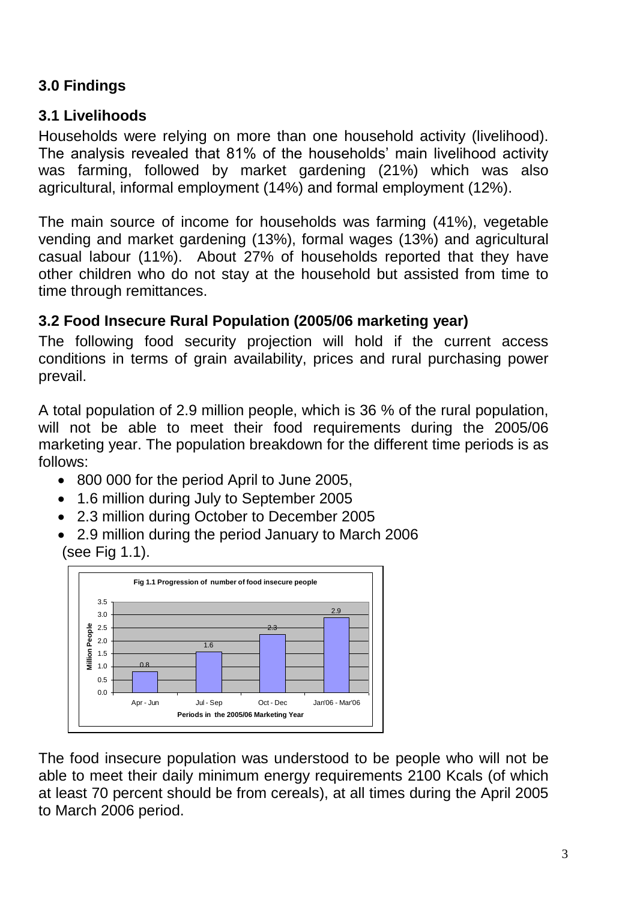## 3.0 Findings

### 3.1 Livelihoods

Households were relying on more than one household activity (livelihood). The analysis revealed that 81% of the households' main livelihood activity was farming, followed by market gardening (21%) which was also agricultural, informal employment (14%) and formal employment (12%).

The main source of income for households was farming (41%), vegetable vending and market gardening (13%), formal wages (13%) and agricultural casual labour (11%). About 27% of households reported that they have other children who do not stay at the household but assisted from time to time through remittances.

### 3.2 Food Insecure Rural Population (2005/06 marketing year)

The following food security projection will hold if the current access conditions in terms of grain availability, prices and rural purchasing power prevail.

A total population of 2.9 million people, which is 36 % of the rural population, will not be able to meet their food requirements during the 2005/06 marketing year. The population breakdown for the different time periods is as follows:

- 800 000 for the period April to June 2005,
- 1.6 million during July to September 2005
- 2.3 million during October to December 2005
- 2.9 million during the period January to March 2006

(see Fig 1.1).

**Fig 1.1 Progression of number of food insecure people**

The food insecure population was understood to be people who will not be able to meet their daily minimum energy requirements 2100 Kcals (of which at least 70 percent should be from cereals), at all times during the April 2005 to March 2006 period.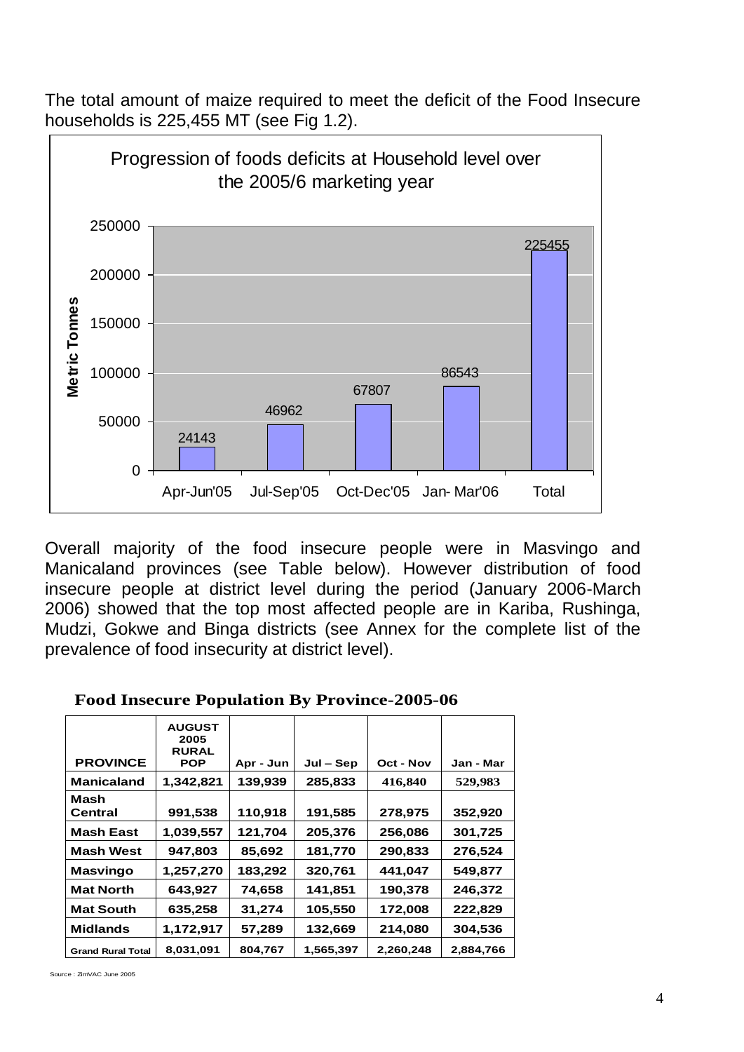The total amount of maize required to meet the deficit of the Food Insecure households is 225,455 MT (see Fig 1.2).

Progression of foods deficits at Household level over the 2005/6 marketing year

| Period | Metric Tonnes |
|---|---|
| Apr-Jun'05 | 24143 |
| Jul-Sep'05 | 46962 |
| Oct-Dec'05 | 67807 |
| Jan- Mar'06 | 86543 |
| Total | 225455 |

Overall majority of the food insecure people were in Masvingo and Manicaland provinces (see Table below). However distribution of food insecure people at district level during the period (January 2006-March 2006) showed that the top most affected people are in Kariba, Rushinga, Mudzi, Gokwe and Binga districts (see Annex for the complete list of the prevalence of food insecurity at district level).

**Food Insecure Population By Province-2005-06**

| PROVINCE | AUGUST 2005 RURAL POP | Apr - Jun | Jul – Sep | Oct - Nov | Jan - Mar |
|---|---|---|---|---|---|
| Manicaland | 1,342,821 | 139,939 | 285,833 | 416,840 | 529,983 |
| Mash Central | 991,538 | 110,918 | 191,585 | 278,975 | 352,920 |
| Mash East | 1,039,557 | 121,704 | 205,376 | 256,086 | 301,725 |
| Mash West | 947,803 | 85,692 | 181,770 | 290,833 | 276,524 |
| Masvingo | 1,257,270 | 183,292 | 320,761 | 441,047 | 549,877 |
| Mat North | 643,927 | 74,658 | 141,851 | 190,378 | 246,372 |
| Mat South | 635,258 | 31,274 | 105,550 | 172,008 | 222,829 |
| Midlands | 1,172,917 | 57,289 | 132,669 | 214,080 | 304,536 |
| Grand Rural Total | 8,031,091 | 804,767 | 1,565,397 | 2,260,248 | 2,884,766 |

Source : ZimVAC June 2005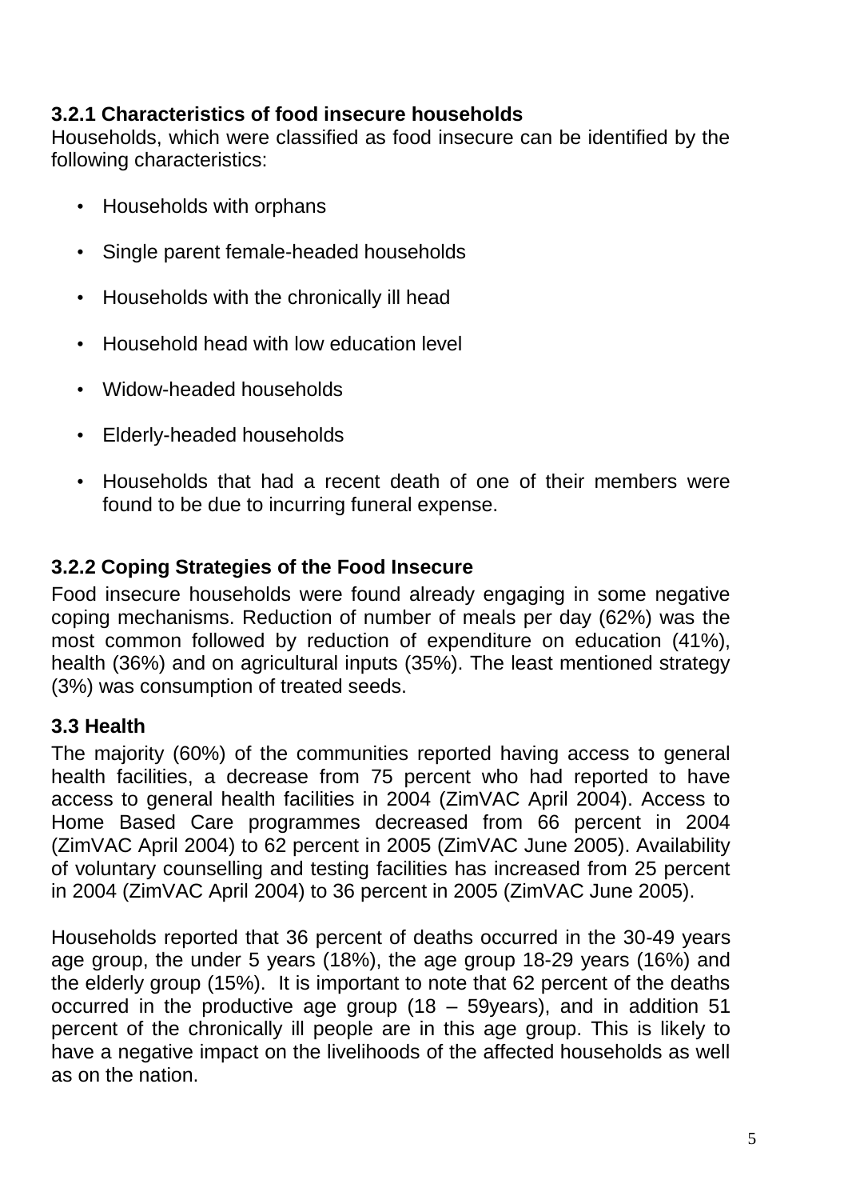### 3.2.1 Characteristics of food insecure households

Households, which were classified as food insecure can be identified by the following characteristics:

- Households with orphans
- Single parent female-headed households
- Households with the chronically ill head
- Household head with low education level
- Widow-headed households
- Elderly-headed households
- Households that had a recent death of one of their members were found to be due to incurring funeral expense.

### 3.2.2 Coping Strategies of the Food Insecure

Food insecure households were found already engaging in some negative coping mechanisms. Reduction of number of meals per day (62%) was the most common followed by reduction of expenditure on education (41%), health (36%) and on agricultural inputs (35%). The least mentioned strategy (3%) was consumption of treated seeds.

## 3.3 Health

The majority (60%) of the communities reported having access to general health facilities, a decrease from 75 percent who had reported to have access to general health facilities in 2004 (ZimVAC April 2004). Access to Home Based Care programmes decreased from 66 percent in 2004 (ZimVAC April 2004) to 62 percent in 2005 (ZimVAC June 2005). Availability of voluntary counselling and testing facilities has increased from 25 percent in 2004 (ZimVAC April 2004) to 36 percent in 2005 (ZimVAC June 2005).

Households reported that 36 percent of deaths occurred in the 30-49 years age group, the under 5 years (18%), the age group 18-29 years (16%) and the elderly group (15%). It is important to note that 62 percent of the deaths occurred in the productive age group (18 – 59years), and in addition 51 percent of the chronically ill people are in this age group. This is likely to have a negative impact on the livelihoods of the affected households as well as on the nation.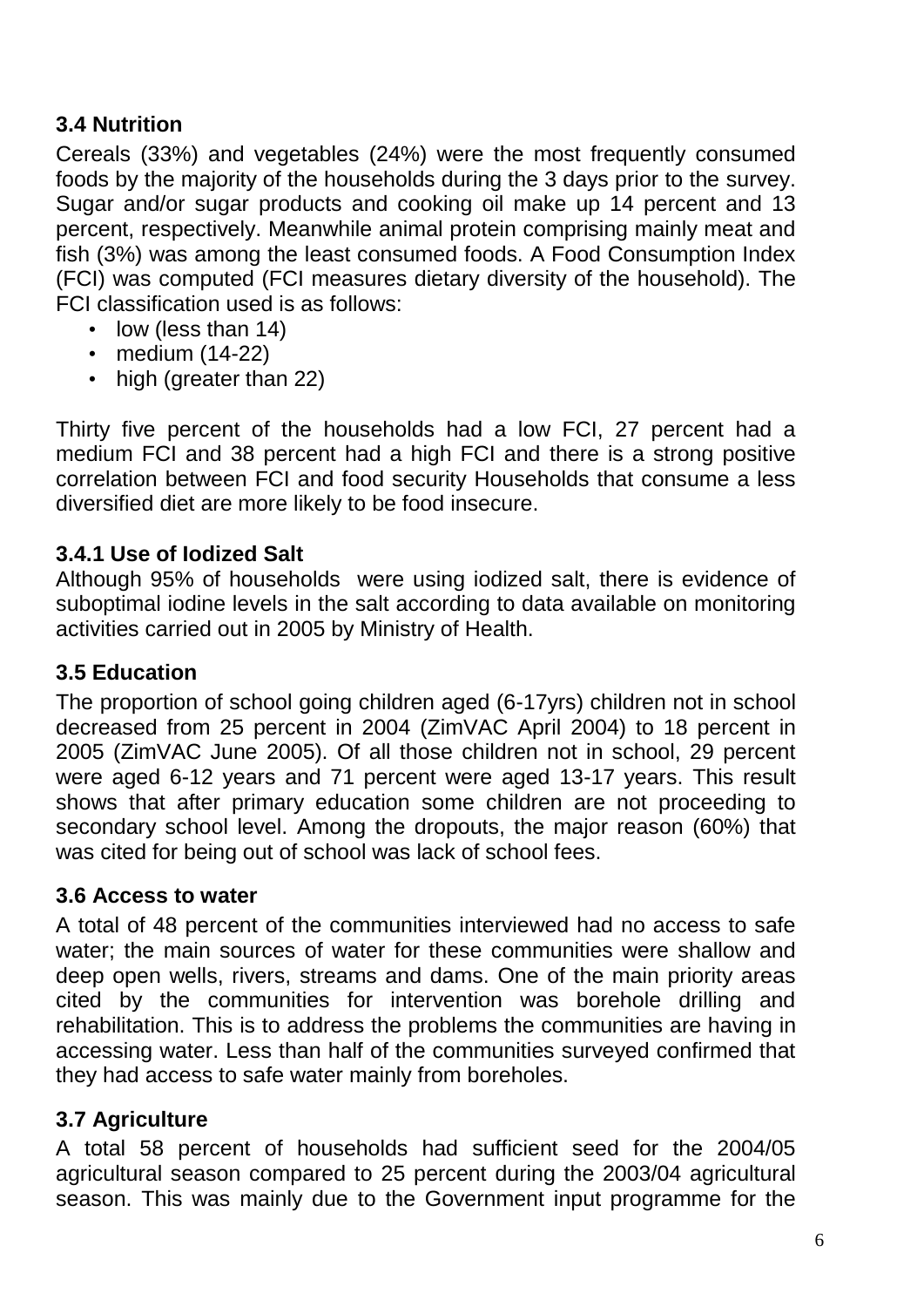### 3.4 Nutrition

Cereals (33%) and vegetables (24%) were the most frequently consumed foods by the majority of the households during the 3 days prior to the survey. Sugar and/or sugar products and cooking oil make up 14 percent and 13 percent, respectively. Meanwhile animal protein comprising mainly meat and fish (3%) was among the least consumed foods. A Food Consumption Index (FCI) was computed (FCI measures dietary diversity of the household). The FCI classification used is as follows:

- low (less than 14)
- medium (14-22)
- high (greater than 22)

Thirty five percent of the households had a low FCI, 27 percent had a medium FCI and 38 percent had a high FCI and there is a strong positive correlation between FCI and food security Households that consume a less diversified diet are more likely to be food insecure.

#### 3.4.1 Use of Iodized Salt

Although 95% of households were using iodized salt, there is evidence of suboptimal iodine levels in the salt according to data available on monitoring activities carried out in 2005 by Ministry of Health.

### 3.5 Education

The proportion of school going children aged (6-17yrs) children not in school decreased from 25 percent in 2004 (ZimVAC April 2004) to 18 percent in 2005 (ZimVAC June 2005). Of all those children not in school, 29 percent were aged 6-12 years and 71 percent were aged 13-17 years. This result shows that after primary education some children are not proceeding to secondary school level. Among the dropouts, the major reason (60%) that was cited for being out of school was lack of school fees.

### 3.6 Access to water

A total of 48 percent of the communities interviewed had no access to safe water; the main sources of water for these communities were shallow and deep open wells, rivers, streams and dams. One of the main priority areas cited by the communities for intervention was borehole drilling and rehabilitation. This is to address the problems the communities are having in accessing water. Less than half of the communities surveyed confirmed that they had access to safe water mainly from boreholes.

### 3.7 Agriculture

A total 58 percent of households had sufficient seed for the 2004/05 agricultural season compared to 25 percent during the 2003/04 agricultural season. This was mainly due to the Government input programme for the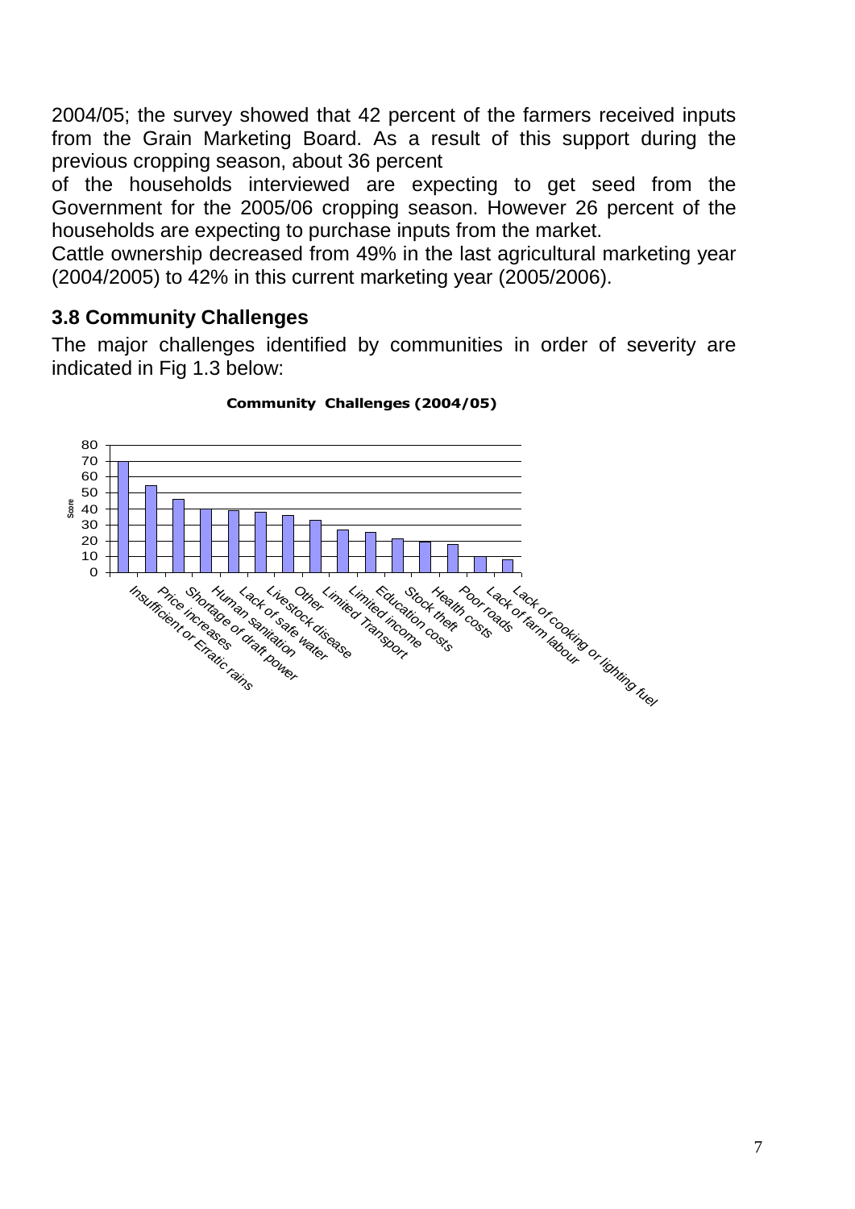2004/05; the survey showed that 42 percent of the farmers received inputs from the Grain Marketing Board. As a result of this support during the previous cropping season, about 36 percent of the households interviewed are expecting to get seed from the Government for the 2005/06 cropping season. However 26 percent of the households are expecting to purchase inputs from the market.

Cattle ownership decreased from 49% in the last agricultural marketing year (2004/2005) to 42% in this current marketing year (2005/2006).

### 3.8 Community Challenges

The major challenges identified by communities in order of severity are indicated in Fig 1.3 below:

**Community Challenges (2004/05)**

| Challenge | Score |
|---|---|
| Insufficient or Erratic rains | 70 |
| Price increases | 54 |
| Shortage of draft power | 46 |
| Human sanitation | 40 |
| Lack of safe water | 39 |
| Livestock disease | 38 |
| Other | 36 |
| Limited Transport | 33 |
| Limited income | 27 |
| Education costs | 25 |
| Stock theft | 21 |
| Health costs | 19 |
| Poor roads | 18 |
| Lack of farm labour | 10 |
| Lack of cooking or lighting fuel | 8 |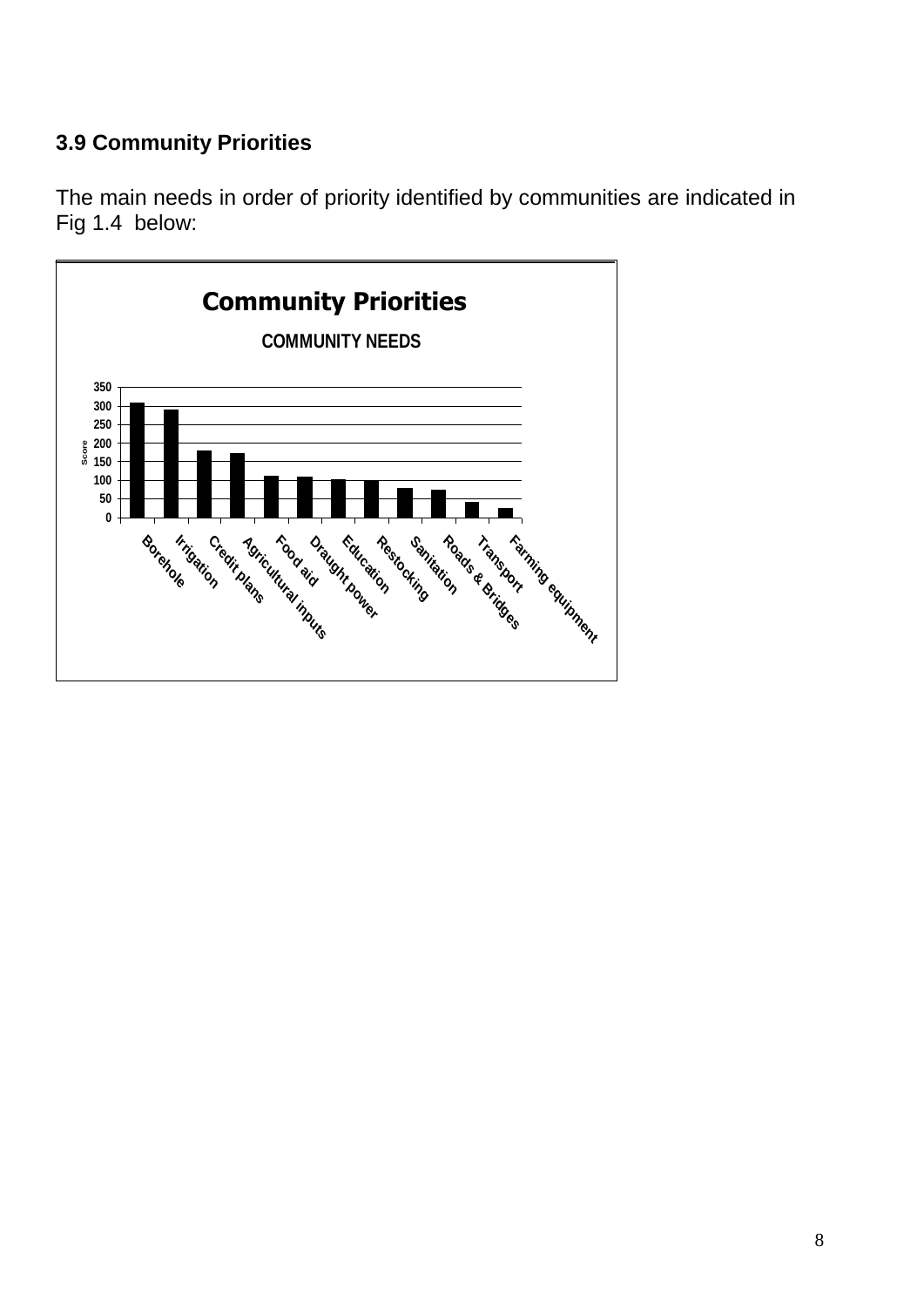### 3.9 Community Priorities

The main needs in order of priority identified by communities are indicated in Fig 1.4 below:

**Community Priorities**

**COMMUNITY NEEDS**

| Need | Score |
|---|---|
| Borehole | 308 |
| Irrigation | 290 |
| Credit plans | 178 |
| Agricultural inputs | 172 |
| Food aid | 111 |
| Draught power | 108 |
| Education | 102 |
| Restocking | 98 |
| Sanitation | 78 |
| Roads & Bridges | 73 |
| Transport | 40 |
| Farming equipment | 25 |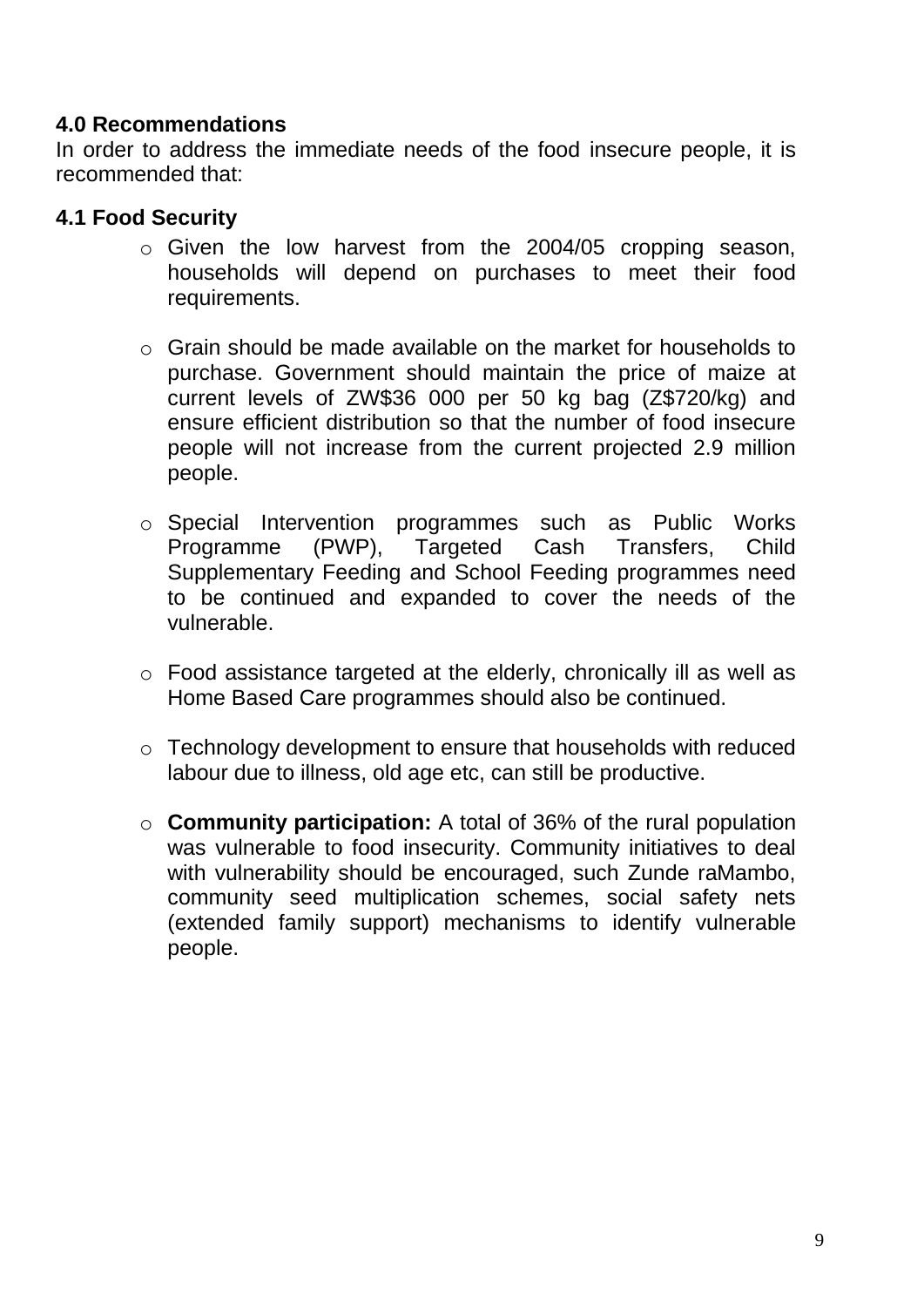## 4.0 Recommendations

In order to address the immediate needs of the food insecure people, it is recommended that:

### 4.1 Food Security

- Given the low harvest from the 2004/05 cropping season, households will depend on purchases to meet their food requirements.
- Grain should be made available on the market for households to purchase. Government should maintain the price of maize at current levels of ZW$36 000 per 50 kg bag (Z$720/kg) and ensure efficient distribution so that the number of food insecure people will not increase from the current projected 2.9 million people.
- Special Intervention programmes such as Public Works Programme (PWP), Targeted Cash Transfers, Child Supplementary Feeding and School Feeding programmes need to be continued and expanded to cover the needs of the vulnerable.
- Food assistance targeted at the elderly, chronically ill as well as Home Based Care programmes should also be continued.
- Technology development to ensure that households with reduced labour due to illness, old age etc, can still be productive.
- **Community participation:** A total of 36% of the rural population was vulnerable to food insecurity. Community initiatives to deal with vulnerability should be encouraged, such Zunde raMambo, community seed multiplication schemes, social safety nets (extended family support) mechanisms to identify vulnerable people.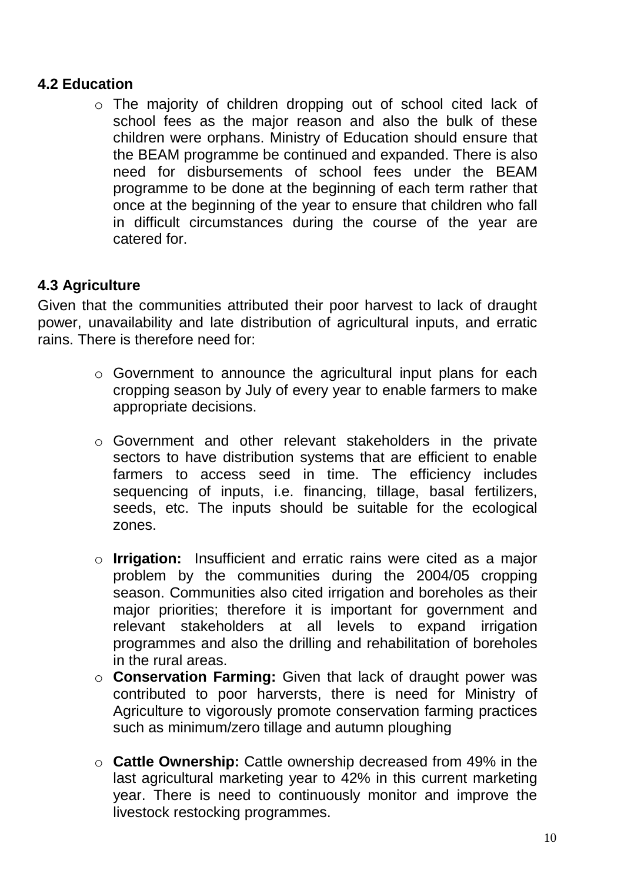### 4.2 Education

- The majority of children dropping out of school cited lack of school fees as the major reason and also the bulk of these children were orphans. Ministry of Education should ensure that the BEAM programme be continued and expanded. There is also need for disbursements of school fees under the BEAM programme to be done at the beginning of each term rather that once at the beginning of the year to ensure that children who fall in difficult circumstances during the course of the year are catered for.

### 4.3 Agriculture

Given that the communities attributed their poor harvest to lack of draught power, unavailability and late distribution of agricultural inputs, and erratic rains. There is therefore need for:

- Government to announce the agricultural input plans for each cropping season by July of every year to enable farmers to make appropriate decisions.

- Government and other relevant stakeholders in the private sectors to have distribution systems that are efficient to enable farmers to access seed in time. The efficiency includes sequencing of inputs, i.e. financing, tillage, basal fertilizers, seeds, etc. The inputs should be suitable for the ecological zones.

- **Irrigation:** Insufficient and erratic rains were cited as a major problem by the communities during the 2004/05 cropping season. Communities also cited irrigation and boreholes as their major priorities; therefore it is important for government and relevant stakeholders at all levels to expand irrigation programmes and also the drilling and rehabilitation of boreholes in the rural areas.
- **Conservation Farming:** Given that lack of draught power was contributed to poor harversts, there is need for Ministry of Agriculture to vigorously promote conservation farming practices such as minimum/zero tillage and autumn ploughing

- **Cattle Ownership:** Cattle ownership decreased from 49% in the last agricultural marketing year to 42% in this current marketing year. There is need to continuously monitor and improve the livestock restocking programmes.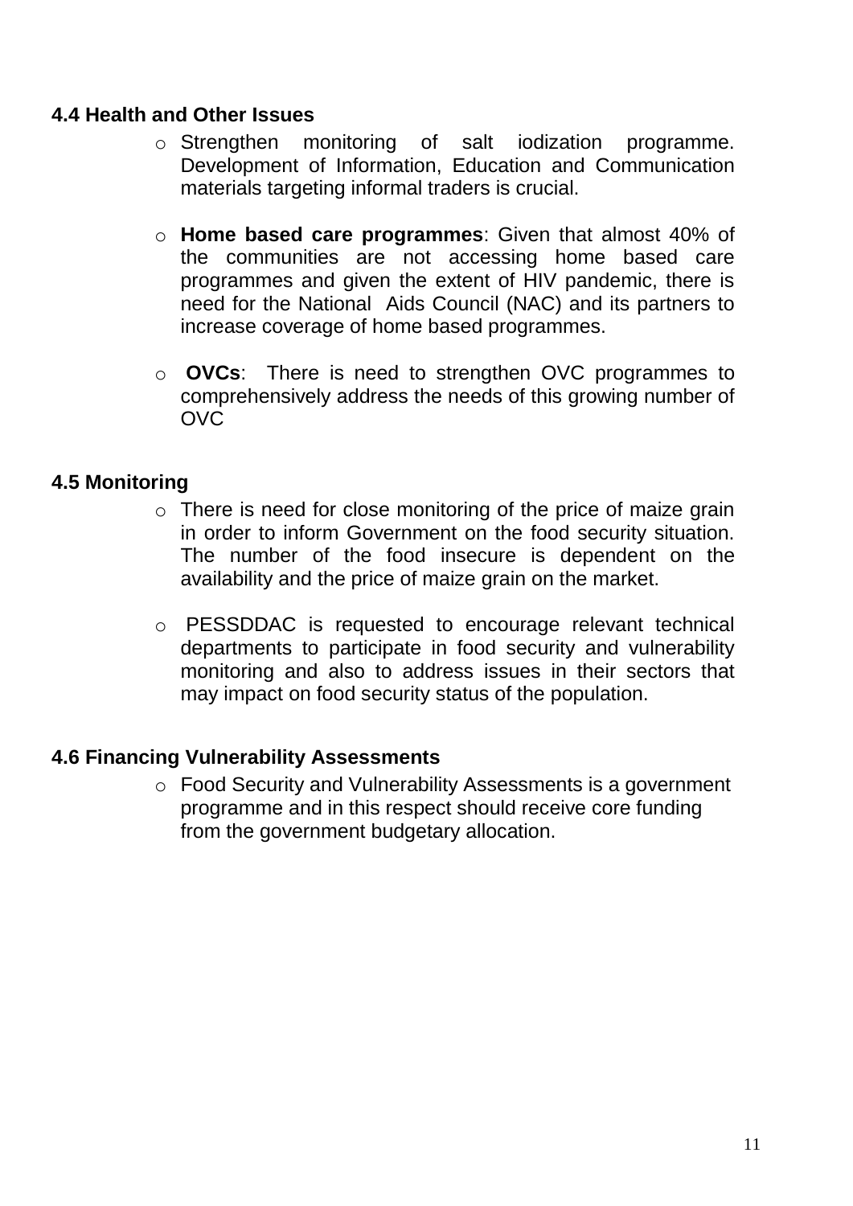### 4.4 Health and Other Issues

- Strengthen monitoring of salt iodization programme. Development of Information, Education and Communication materials targeting informal traders is crucial.

- **Home based care programmes**: Given that almost 40% of the communities are not accessing home based care programmes and given the extent of HIV pandemic, there is need for the National Aids Council (NAC) and its partners to increase coverage of home based programmes.

- **OVCs**: There is need to strengthen OVC programmes to comprehensively address the needs of this growing number of OVC

### 4.5 Monitoring

- There is need for close monitoring of the price of maize grain in order to inform Government on the food security situation. The number of the food insecure is dependent on the availability and the price of maize grain on the market.

- PESSDDAC is requested to encourage relevant technical departments to participate in food security and vulnerability monitoring and also to address issues in their sectors that may impact on food security status of the population.

### 4.6 Financing Vulnerability Assessments

- Food Security and Vulnerability Assessments is a government programme and in this respect should receive core funding from the government budgetary allocation.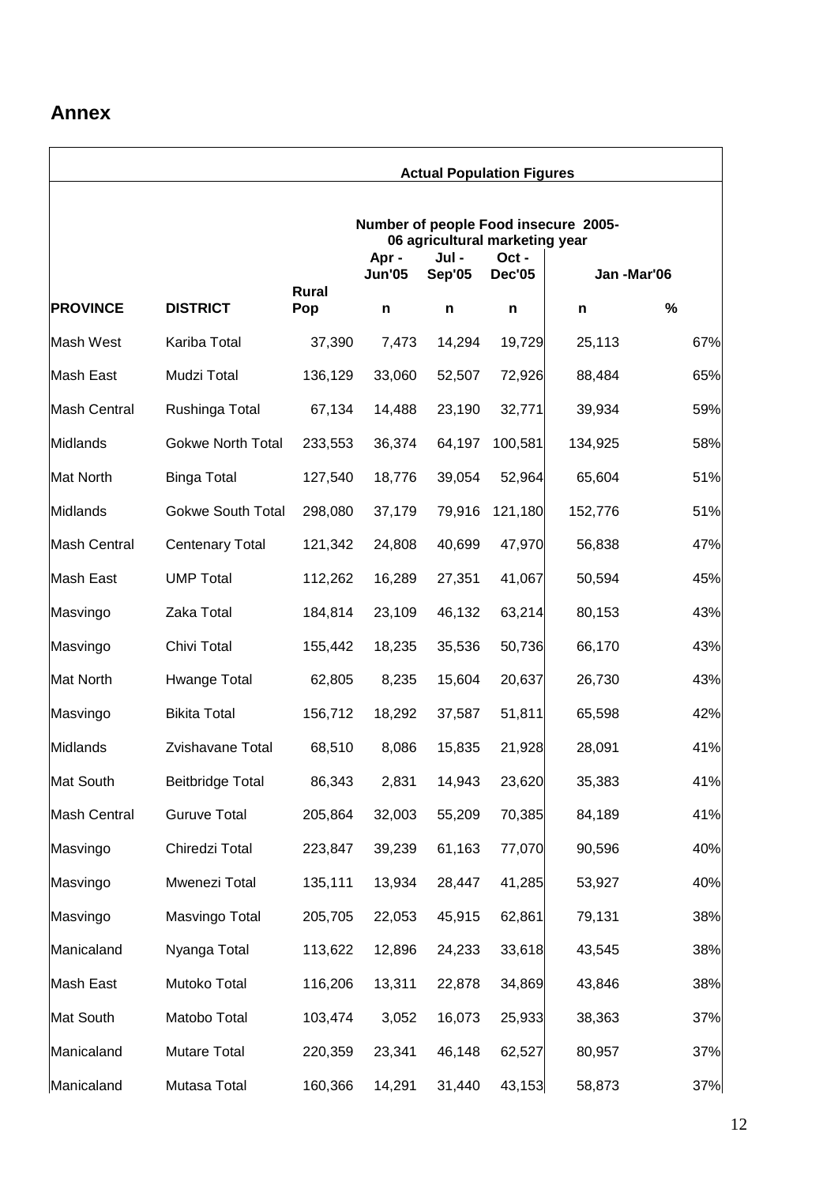## Annex

| | | | Actual Population Figures | | | | |
|---|---|---|---|---|---|---|---|
| | | | Number of people Food insecure 2005-06 agricultural marketing year | | | | |
| | | | Apr - Jun'05 | Jul - Sep'05 | Oct - Dec'05 | Jan -Mar'06 | |
| **PROVINCE** | **DISTRICT** | **Rural Pop** | **n** | **n** | **n** | **n** | **%** |
| Mash West | Kariba Total | 37,390 | 7,473 | 14,294 | 19,729 | 25,113 | 67% |
| Mash East | Mudzi Total | 136,129 | 33,060 | 52,507 | 72,926 | 88,484 | 65% |
| Mash Central | Rushinga Total | 67,134 | 14,488 | 23,190 | 32,771 | 39,934 | 59% |
| Midlands | Gokwe North Total | 233,553 | 36,374 | 64,197 | 100,581 | 134,925 | 58% |
| Mat North | Binga Total | 127,540 | 18,776 | 39,054 | 52,964 | 65,604 | 51% |
| Midlands | Gokwe South Total | 298,080 | 37,179 | 79,916 | 121,180 | 152,776 | 51% |
| Mash Central | Centenary Total | 121,342 | 24,808 | 40,699 | 47,970 | 56,838 | 47% |
| Mash East | UMP Total | 112,262 | 16,289 | 27,351 | 41,067 | 50,594 | 45% |
| Masvingo | Zaka Total | 184,814 | 23,109 | 46,132 | 63,214 | 80,153 | 43% |
| Masvingo | Chivi Total | 155,442 | 18,235 | 35,536 | 50,736 | 66,170 | 43% |
| Mat North | Hwange Total | 62,805 | 8,235 | 15,604 | 20,637 | 26,730 | 43% |
| Masvingo | Bikita Total | 156,712 | 18,292 | 37,587 | 51,811 | 65,598 | 42% |
| Midlands | Zvishavane Total | 68,510 | 8,086 | 15,835 | 21,928 | 28,091 | 41% |
| Mat South | Beitbridge Total | 86,343 | 2,831 | 14,943 | 23,620 | 35,383 | 41% |
| Mash Central | Guruve Total | 205,864 | 32,003 | 55,209 | 70,385 | 84,189 | 41% |
| Masvingo | Chiredzi Total | 223,847 | 39,239 | 61,163 | 77,070 | 90,596 | 40% |
| Masvingo | Mwenezi Total | 135,111 | 13,934 | 28,447 | 41,285 | 53,927 | 40% |
| Masvingo | Masvingo Total | 205,705 | 22,053 | 45,915 | 62,861 | 79,131 | 38% |
| Manicaland | Nyanga Total | 113,622 | 12,896 | 24,233 | 33,618 | 43,545 | 38% |
| Mash East | Mutoko Total | 116,206 | 13,311 | 22,878 | 34,869 | 43,846 | 38% |
| Mat South | Matobo Total | 103,474 | 3,052 | 16,073 | 25,933 | 38,363 | 37% |
| Manicaland | Mutare Total | 220,359 | 23,341 | 46,148 | 62,527 | 80,957 | 37% |
| Manicaland | Mutasa Total | 160,366 | 14,291 | 31,440 | 43,153 | 58,873 | 37% |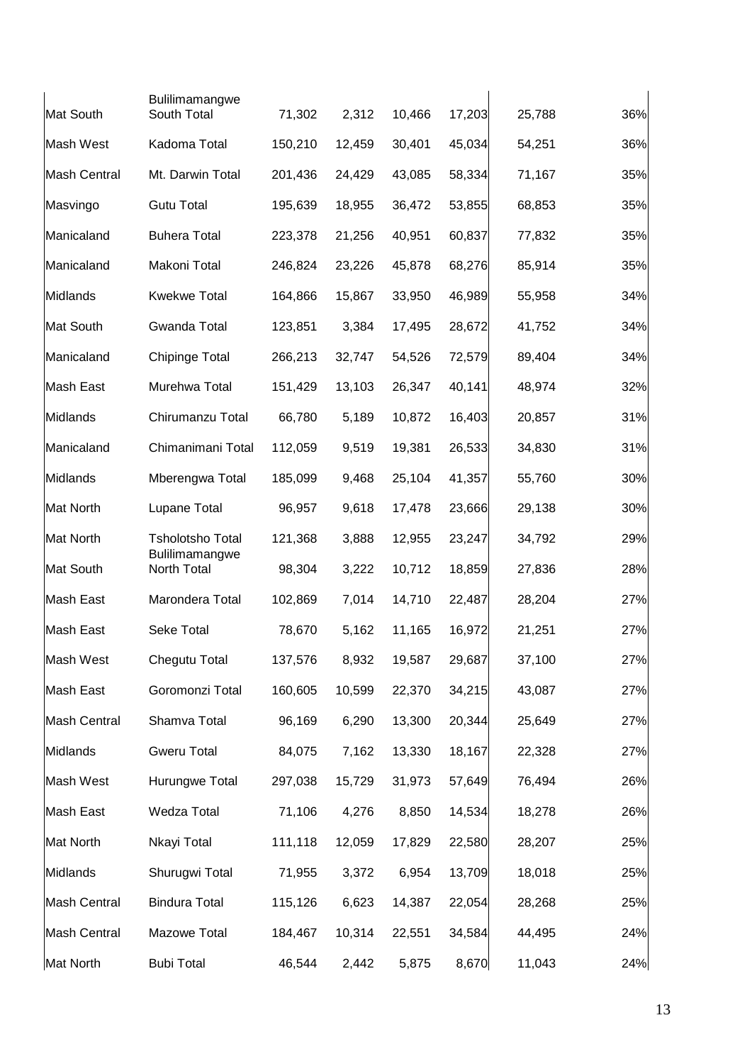| | | | | | | | |
|---|---|---|---|---|---|---|---|
| Mat South | Bulilimamangwe South Total | 71,302 | 2,312 | 10,466 | 17,203 | 25,788 | 36% |
| Mash West | Kadoma Total | 150,210 | 12,459 | 30,401 | 45,034 | 54,251 | 36% |
| Mash Central | Mt. Darwin Total | 201,436 | 24,429 | 43,085 | 58,334 | 71,167 | 35% |
| Masvingo | Gutu Total | 195,639 | 18,955 | 36,472 | 53,855 | 68,853 | 35% |
| Manicaland | Buhera Total | 223,378 | 21,256 | 40,951 | 60,837 | 77,832 | 35% |
| Manicaland | Makoni Total | 246,824 | 23,226 | 45,878 | 68,276 | 85,914 | 35% |
| Midlands | Kwekwe Total | 164,866 | 15,867 | 33,950 | 46,989 | 55,958 | 34% |
| Mat South | Gwanda Total | 123,851 | 3,384 | 17,495 | 28,672 | 41,752 | 34% |
| Manicaland | Chipinge Total | 266,213 | 32,747 | 54,526 | 72,579 | 89,404 | 34% |
| Mash East | Murehwa Total | 151,429 | 13,103 | 26,347 | 40,141 | 48,974 | 32% |
| Midlands | Chirumanzu Total | 66,780 | 5,189 | 10,872 | 16,403 | 20,857 | 31% |
| Manicaland | Chimanimani Total | 112,059 | 9,519 | 19,381 | 26,533 | 34,830 | 31% |
| Midlands | Mberengwa Total | 185,099 | 9,468 | 25,104 | 41,357 | 55,760 | 30% |
| Mat North | Lupane Total | 96,957 | 9,618 | 17,478 | 23,666 | 29,138 | 30% |
| Mat North | Tsholotsho Total | 121,368 | 3,888 | 12,955 | 23,247 | 34,792 | 29% |
| Mat South | Bulilimamangwe North Total | 98,304 | 3,222 | 10,712 | 18,859 | 27,836 | 28% |
| Mash East | Marondera Total | 102,869 | 7,014 | 14,710 | 22,487 | 28,204 | 27% |
| Mash East | Seke Total | 78,670 | 5,162 | 11,165 | 16,972 | 21,251 | 27% |
| Mash West | Chegutu Total | 137,576 | 8,932 | 19,587 | 29,687 | 37,100 | 27% |
| Mash East | Goromonzi Total | 160,605 | 10,599 | 22,370 | 34,215 | 43,087 | 27% |
| Mash Central | Shamva Total | 96,169 | 6,290 | 13,300 | 20,344 | 25,649 | 27% |
| Midlands | Gweru Total | 84,075 | 7,162 | 13,330 | 18,167 | 22,328 | 27% |
| Mash West | Hurungwe Total | 297,038 | 15,729 | 31,973 | 57,649 | 76,494 | 26% |
| Mash East | Wedza Total | 71,106 | 4,276 | 8,850 | 14,534 | 18,278 | 26% |
| Mat North | Nkayi Total | 111,118 | 12,059 | 17,829 | 22,580 | 28,207 | 25% |
| Midlands | Shurugwi Total | 71,955 | 3,372 | 6,954 | 13,709 | 18,018 | 25% |
| Mash Central | Bindura Total | 115,126 | 6,623 | 14,387 | 22,054 | 28,268 | 25% |
| Mash Central | Mazowe Total | 184,467 | 10,314 | 22,551 | 34,584 | 44,495 | 24% |
| Mat North | Bubi Total | 46,544 | 2,442 | 5,875 | 8,670 | 11,043 | 24% |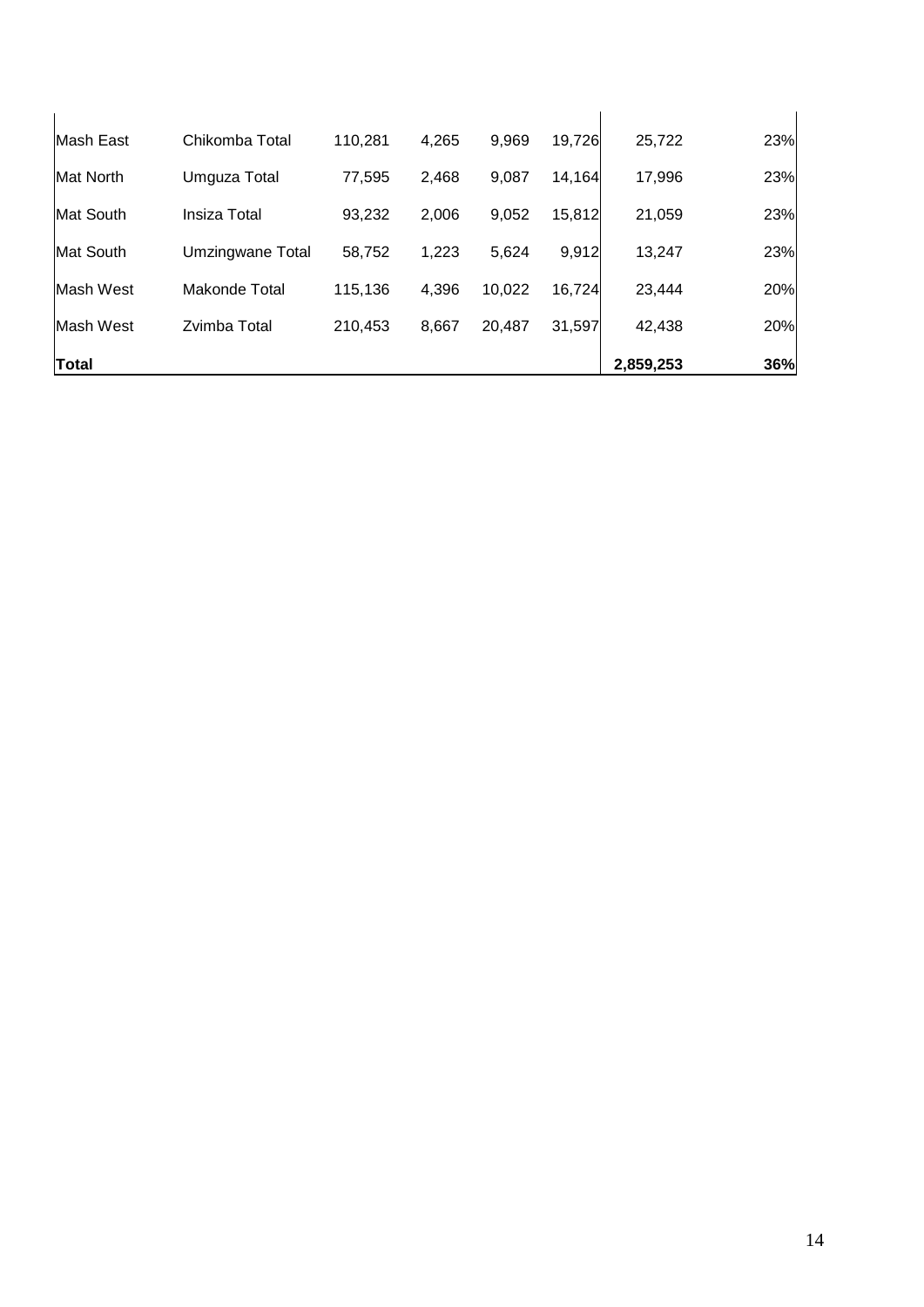| | | | | | | | |
|---|---|---|---|---|---|---|---|
| Mash East | Chikomba Total | 110,281 | 4,265 | 9,969 | 19,726 | 25,722 | 23% |
| Mat North | Umguza Total | 77,595 | 2,468 | 9,087 | 14,164 | 17,996 | 23% |
| Mat South | Insiza Total | 93,232 | 2,006 | 9,052 | 15,812 | 21,059 | 23% |
| Mat South | Umzingwane Total | 58,752 | 1,223 | 5,624 | 9,912 | 13,247 | 23% |
| Mash West | Makonde Total | 115,136 | 4,396 | 10,022 | 16,724 | 23,444 | 20% |
| Mash West | Zvimba Total | 210,453 | 8,667 | 20,487 | 31,597 | 42,438 | 20% |
| **Total** | | | | | | **2,859,253** | **36%** |